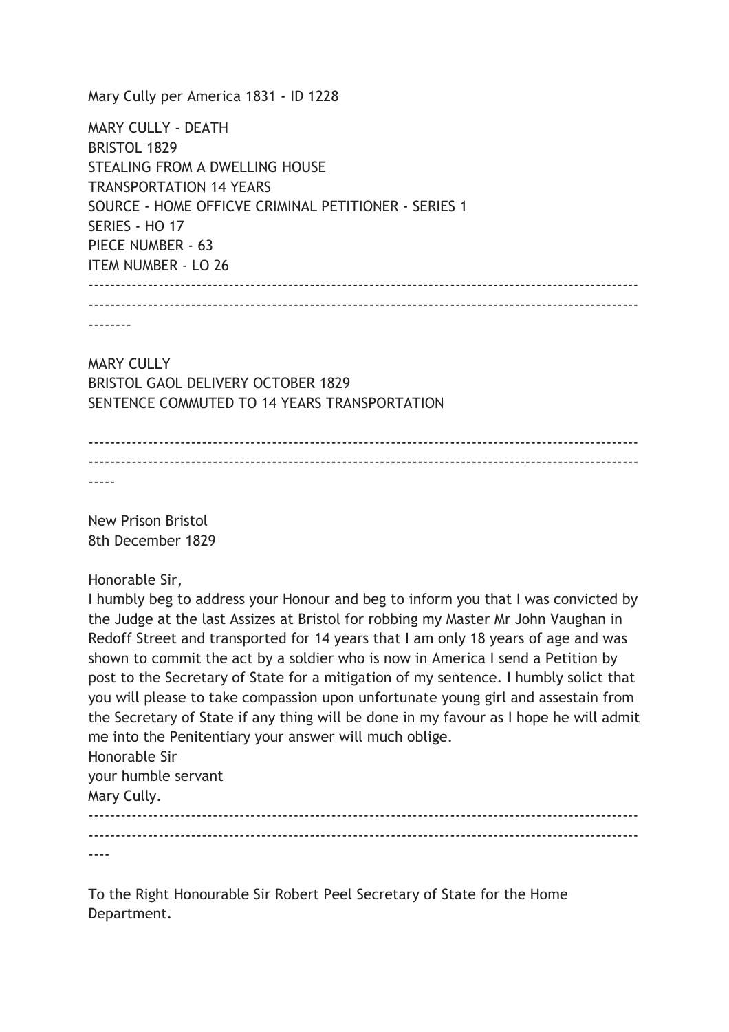Mary Cully per America 1831 - ID 1228

MARY CULLY - DEATH
BRISTOL 1829
STEALING FROM A DWELLING HOUSE
TRANSPORTATION 14 YEARS
SOURCE - HOME OFFICVE CRIMINAL PETITIONER - SERIES 1
SERIES - HO 17
PIECE NUMBER - 63
ITEM NUMBER - LO 26

---

MARY CULLY
BRISTOL GAOL DELIVERY OCTOBER 1829
SENTENCE COMMUTED TO 14 YEARS TRANSPORTATION

---

New Prison Bristol
8th December 1829

Honorable Sir,
I humbly beg to address your Honour and beg to inform you that I was convicted by the Judge at the last Assizes at Bristol for robbing my Master Mr John Vaughan in Redoff Street and transported for 14 years that I am only 18 years of age and was shown to commit the act by a soldier who is now in America I send a Petition by post to the Secretary of State for a mitigation of my sentence. I humbly solict that you will please to take compassion upon unfortunate young girl and assestain from the Secretary of State if any thing will be done in my favour as I hope he will admit me into the Penitentiary your answer will much oblige.
Honorable Sir
your humble servant
Mary Cully.

---

To the Right Honourable Sir Robert Peel Secretary of State for the Home Department.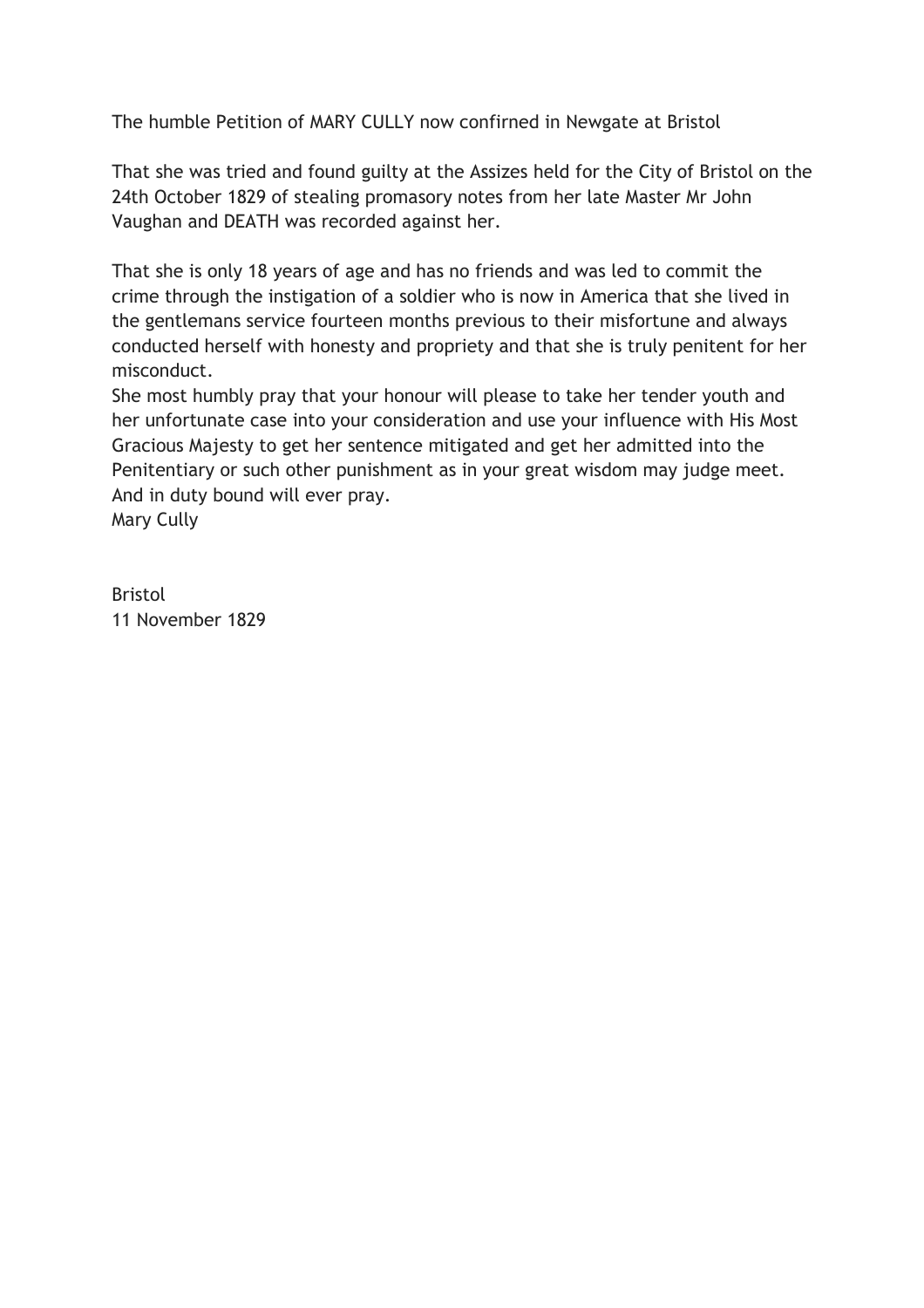The humble Petition of MARY CULLY now confirned in Newgate at Bristol

That she was tried and found guilty at the Assizes held for the City of Bristol on the 24th October 1829 of stealing promasory notes from her late Master Mr John Vaughan and DEATH was recorded against her.

That she is only 18 years of age and has no friends and was led to commit the crime through the instigation of a soldier who is now in America that she lived in the gentlemans service fourteen months previous to their misfortune and always conducted herself with honesty and propriety and that she is truly penitent for her misconduct.
She most humbly pray that your honour will please to take her tender youth and her unfortunate case into your consideration and use your influence with His Most Gracious Majesty to get her sentence mitigated and get her admitted into the Penitentiary or such other punishment as in your great wisdom may judge meet.
And in duty bound will ever pray.
Mary Cully

Bristol
11 November 1829